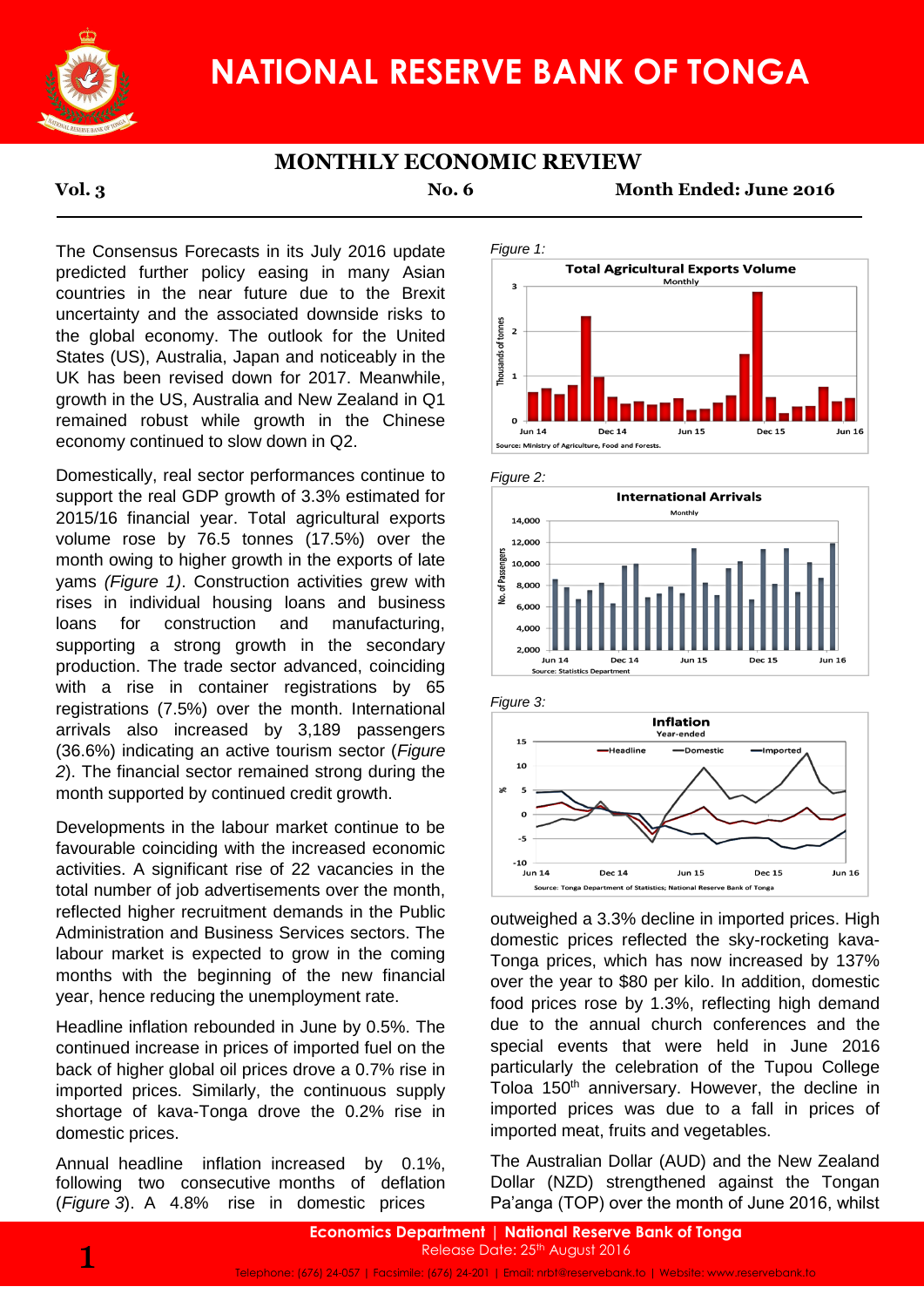# NATIONAL RESERVE BANK OF TONGA

## MONTHLY ECONOMIC REVIEW

**Vol. 3** **No. 6** **Month Ended: June 2016**

The Consensus Forecasts in its July 2016 update predicted further policy easing in many Asian countries in the near future due to the Brexit uncertainty and the associated downside risks to the global economy. The outlook for the United States (US), Australia, Japan and noticeably in the UK has been revised down for 2017. Meanwhile, growth in the US, Australia and New Zealand in Q1 remained robust while growth in the Chinese economy continued to slow down in Q2.

Domestically, real sector performances continue to support the real GDP growth of 3.3% estimated for 2015/16 financial year. Total agricultural exports volume rose by 76.5 tonnes (17.5%) over the month owing to higher growth in the exports of late yams *(Figure 1)*. Construction activities grew with rises in individual housing loans and business loans for construction and manufacturing, supporting a strong growth in the secondary production. The trade sector advanced, coinciding with a rise in container registrations by 65 registrations (7.5%) over the month. International arrivals also increased by 3,189 passengers (36.6%) indicating an active tourism sector (*Figure 2*). The financial sector remained strong during the month supported by continued credit growth.

Developments in the labour market continue to be favourable coinciding with the increased economic activities. A significant rise of 22 vacancies in the total number of job advertisements over the month, reflected higher recruitment demands in the Public Administration and Business Services sectors. The labour market is expected to grow in the coming months with the beginning of the new financial year, hence reducing the unemployment rate.

Headline inflation rebounded in June by 0.5%. The continued increase in prices of imported fuel on the back of higher global oil prices drove a 0.7% rise in imported prices. Similarly, the continuous supply shortage of kava-Tonga drove the 0.2% rise in domestic prices.

Annual headline inflation increased by 0.1%, following two consecutive months of deflation (*Figure 3*). A 4.8% rise in domestic prices outweighed a 3.3% decline in imported prices. High domestic prices reflected the sky-rocketing kava-Tonga prices, which has now increased by 137% over the year to $80 per kilo. In addition, domestic food prices rose by 1.3%, reflecting high demand due to the annual church conferences and the special events that were held in June 2016 particularly the celebration of the Tupou College Toloa 150th anniversary. However, the decline in imported prices was due to a fall in prices of imported meat, fruits and vegetables.

The Australian Dollar (AUD) and the New Zealand Dollar (NZD) strengthened against the Tongan Pa'anga (TOP) over the month of June 2016, whilst

*Figure 1:*

**Total Agricultural Exports Volume** (Monthly)

Source: Ministry of Agriculture, Food and Forests.

*Figure 2:*

**International Arrivals** (Monthly)

Source: Statistics Department

*Figure 3:*

**Inflation** (Year-ended)

Source: Tonga Department of Statistics; National Reserve Bank of Tonga

**Economics Department | National Reserve Bank of Tonga**

Release Date: 25th August 2016

Telephone: (676) 24-057 | Facsimile: (676) 24-201 | Email: nrbt@reservebank.to | Website: www.reservebank.to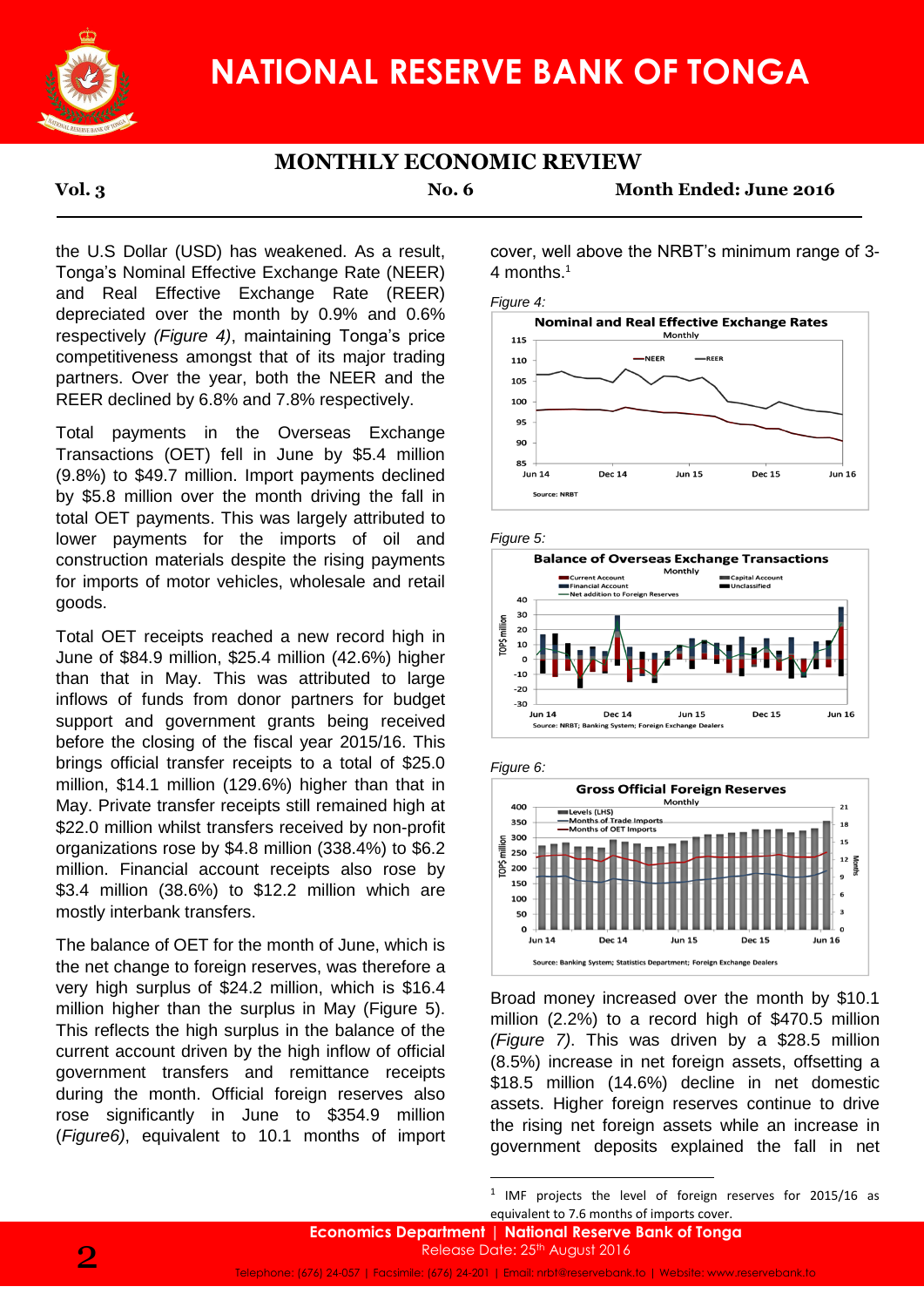the U.S Dollar (USD) has weakened. As a result, Tonga's Nominal Effective Exchange Rate (NEER) and Real Effective Exchange Rate (REER) depreciated over the month by 0.9% and 0.6% respectively *(Figure 4)*, maintaining Tonga's price competitiveness amongst that of its major trading partners. Over the year, both the NEER and the REER declined by 6.8% and 7.8% respectively.

Total payments in the Overseas Exchange Transactions (OET) fell in June by $5.4 million (9.8%) to $49.7 million. Import payments declined by $5.8 million over the month driving the fall in total OET payments. This was largely attributed to lower payments for the imports of oil and construction materials despite the rising payments for imports of motor vehicles, wholesale and retail goods.

Total OET receipts reached a new record high in June of $84.9 million, $25.4 million (42.6%) higher than that in May. This was attributed to large inflows of funds from donor partners for budget support and government grants being received before the closing of the fiscal year 2015/16. This brings official transfer receipts to a total of $25.0 million, $14.1 million (129.6%) higher than that in May. Private transfer receipts still remained high at $22.0 million whilst transfers received by non-profit organizations rose by $4.8 million (338.4%) to $6.2 million. Financial account receipts also rose by $3.4 million (38.6%) to $12.2 million which are mostly interbank transfers.

The balance of OET for the month of June, which is the net change to foreign reserves, was therefore a very high surplus of $24.2 million, which is $16.4 million higher than the surplus in May (Figure 5). This reflects the high surplus in the balance of the current account driven by the high inflow of official government transfers and remittance receipts during the month. Official foreign reserves also rose significantly in June to $354.9 million (*Figure6*), equivalent to 10.1 months of import cover, well above the NRBT's minimum range of 3-4 months.[1]

*Figure 4:*

*Figure 5:*

*Figure 6:*

Broad money increased over the month by $10.1 million (2.2%) to a record high of $470.5 million *(Figure 7)*. This was driven by a $28.5 million (8.5%) increase in net foreign assets, offsetting a $18.5 million (14.6%) decline in net domestic assets. Higher foreign reserves continue to drive the rising net foreign assets while an increase in government deposits explained the fall in net

[1] IMF projects the level of foreign reserves for 2015/16 as equivalent to 7.6 months of imports cover.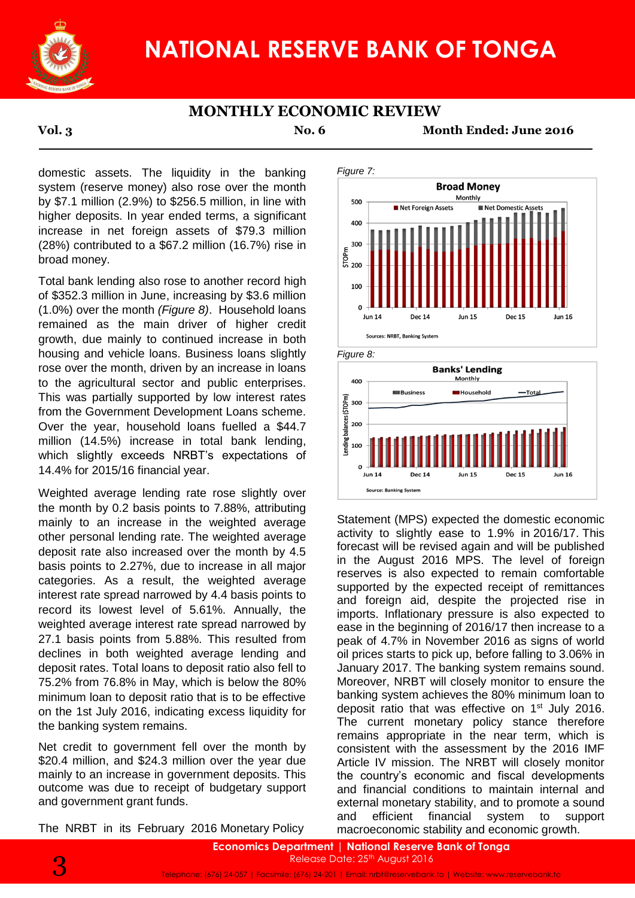domestic assets. The liquidity in the banking system (reserve money) also rose over the month by $7.1 million (2.9%) to $256.5 million, in line with higher deposits. In year ended terms, a significant increase in net foreign assets of $79.3 million (28%) contributed to a $67.2 million (16.7%) rise in broad money.

Total bank lending also rose to another record high of $352.3 million in June, increasing by $3.6 million (1.0%) over the month *(Figure 8)*. Household loans remained as the main driver of higher credit growth, due mainly to continued increase in both housing and vehicle loans. Business loans slightly rose over the month, driven by an increase in loans to the agricultural sector and public enterprises. This was partially supported by low interest rates from the Government Development Loans scheme. Over the year, household loans fuelled a $44.7 million (14.5%) increase in total bank lending, which slightly exceeds NRBT's expectations of 14.4% for 2015/16 financial year.

Weighted average lending rate rose slightly over the month by 0.2 basis points to 7.88%, attributing mainly to an increase in the weighted average other personal lending rate. The weighted average deposit rate also increased over the month by 4.5 basis points to 2.27%, due to increase in all major categories. As a result, the weighted average interest rate spread narrowed by 4.4 basis points to record its lowest level of 5.61%. Annually, the weighted average interest rate spread narrowed by 27.1 basis points from 5.88%. This resulted from declines in both weighted average lending and deposit rates. Total loans to deposit ratio also fell to 75.2% from 76.8% in May, which is below the 80% minimum loan to deposit ratio that is to be effective on the 1st July 2016, indicating excess liquidity for the banking system remains.

Net credit to government fell over the month by $20.4 million, and $24.3 million over the year due mainly to an increase in government deposits. This outcome was due to receipt of budgetary support and government grant funds.

The NRBT in its February 2016 Monetary Policy

*Figure 7:*

Broad Money
Monthly
Net Foreign Assets
Net Domestic Assets
STOPm
500
400
300
200
100
0
Jun 14
Dec 14
Jun 15
Dec 15
Jun 16
Sources: NRBT, Banking System

*Figure 8:*

Banks' Lending
Monthly
Business
Household
Total
Lending balances ($TOPm)
400
300
200
100
0
Jun 14
Dec 14
Jun 15
Dec 15
Jun 16
Source: Banking System

Statement (MPS) expected the domestic economic activity to slightly ease to 1.9% in 2016/17. This forecast will be revised again and will be published in the August 2016 MPS. The level of foreign reserves is also expected to remain comfortable supported by the expected receipt of remittances and foreign aid, despite the projected rise in imports. Inflationary pressure is also expected to ease in the beginning of 2016/17 then increase to a peak of 4.7% in November 2016 as signs of world oil prices starts to pick up, before falling to 3.06% in January 2017. The banking system remains sound. Moreover, NRBT will closely monitor to ensure the banking system achieves the 80% minimum loan to deposit ratio that was effective on 1st July 2016. The current monetary policy stance therefore remains appropriate in the near term, which is consistent with the assessment by the 2016 IMF Article IV mission. The NRBT will closely monitor the country's economic and fiscal developments and financial conditions to maintain internal and external monetary stability, and to promote a sound and efficient financial system to support macroeconomic stability and economic growth.

**Economics Department | National Reserve Bank of Tonga**

Release Date: 25th August 2016